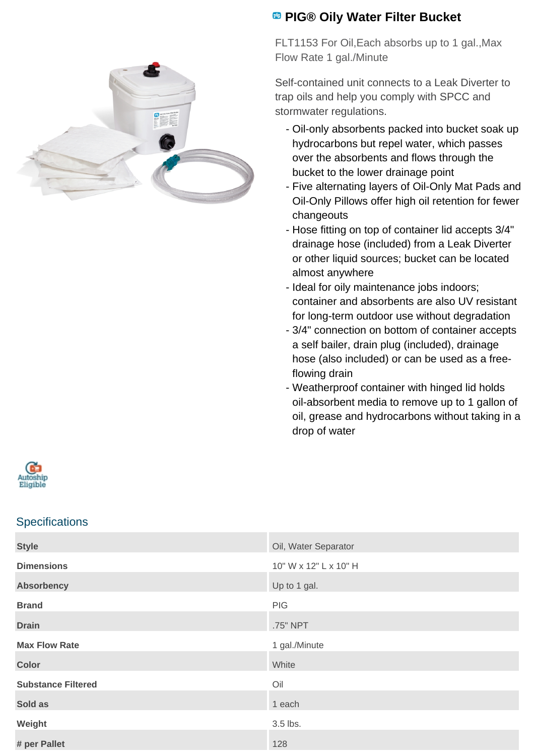# PIG® Oily Water Filter Bucket

FLT1153 For Oil,Each absorbs up to 1 gal.,Max Flow Rate 1 gal./Minute

Self-contained unit connects to a Leak Diverter to trap oils and help you comply with SPCC and stormwater regulations.

- Oil-only absorbents packed into bucket soak up hydrocarbons but repel water, which passes over the absorbents and flows through the bucket to the lower drainage point
- Five alternating layers of Oil-Only Mat Pads and Oil-Only Pillows offer high oil retention for fewer changeouts
- Hose fitting on top of container lid accepts 3/4" drainage hose (included) from a Leak Diverter or other liquid sources; bucket can be located almost anywhere
- Ideal for oily maintenance jobs indoors; container and absorbents are also UV resistant for long-term outdoor use without degradation
- 3/4" connection on bottom of container accepts a self bailer, drain plug (included), drainage hose (also included) or can be used as a free-flowing drain
- Weatherproof container with hinged lid holds oil-absorbent media to remove up to 1 gallon of oil, grease and hydrocarbons without taking in a drop of water

Autoship Eligible

## Specifications

| | |
|---|---|
| **Style** | Oil, Water Separator |
| **Dimensions** | 10" W x 12" L x 10" H |
| **Absorbency** | Up to 1 gal. |
| **Brand** | PIG |
| **Drain** | .75" NPT |
| **Max Flow Rate** | 1 gal./Minute |
| **Color** | White |
| **Substance Filtered** | Oil |
| **Sold as** | 1 each |
| **Weight** | 3.5 lbs. |
| **# per Pallet** | 128 |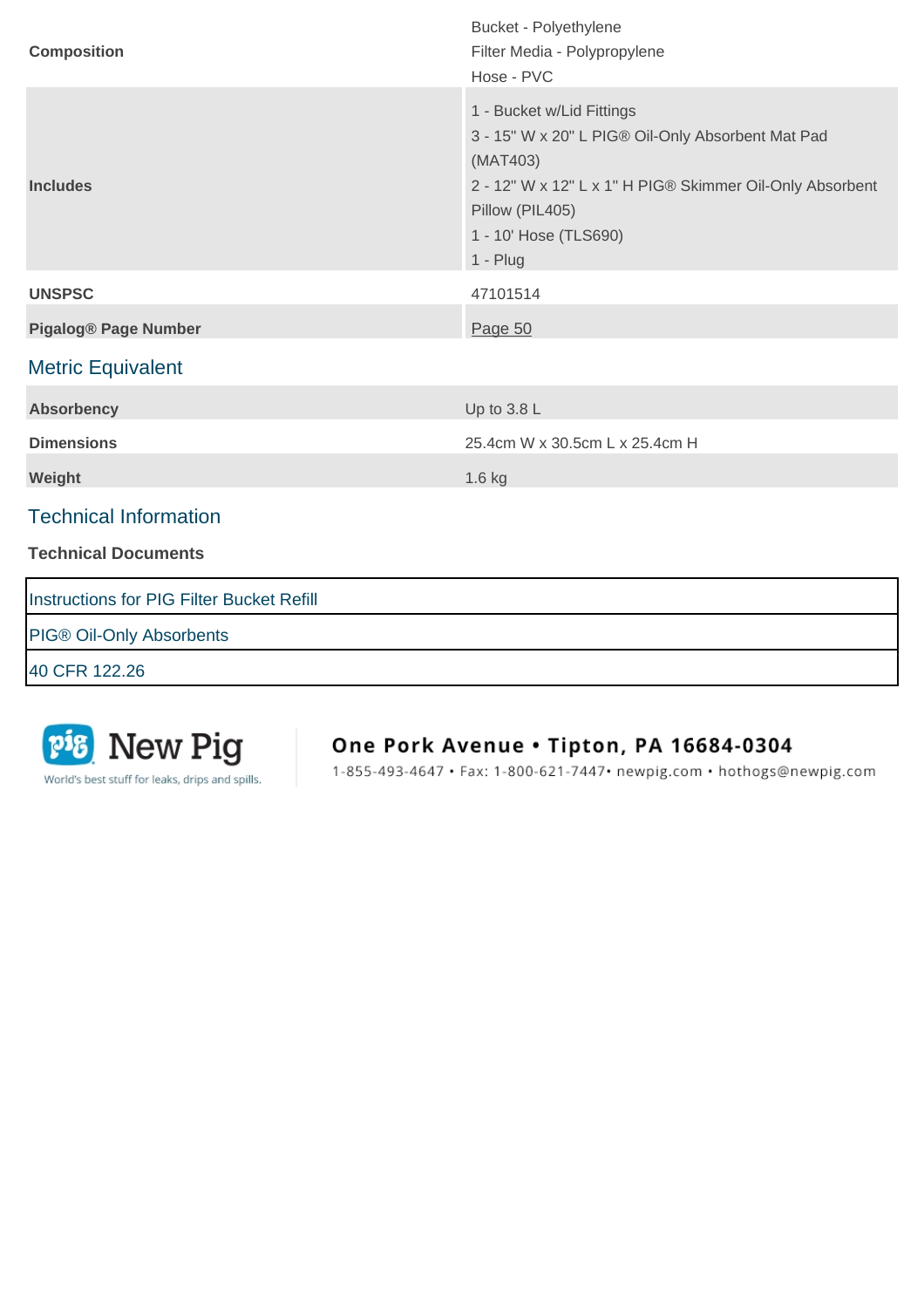| | |
|---|---|
| **Composition** | Bucket - Polyethylene<br>Filter Media - Polypropylene<br>Hose - PVC |
| **Includes** | 1 - Bucket w/Lid Fittings<br>3 - 15" W x 20" L PIG® Oil-Only Absorbent Mat Pad (MAT403)<br>2 - 12" W x 12" L x 1" H PIG® Skimmer Oil-Only Absorbent Pillow (PIL405)<br>1 - 10' Hose (TLS690)<br>1 - Plug |
| **UNSPSC** | 47101514 |
| **Pigalog® Page Number** | Page 50 |

## Metric Equivalent

| | |
|---|---|
| **Absorbency** | Up to 3.8 L |
| **Dimensions** | 25.4cm W x 30.5cm L x 25.4cm H |
| **Weight** | 1.6 kg |

## Technical Information

**Technical Documents**

| |
|---|
| Instructions for PIG Filter Bucket Refill |
| PIG® Oil-Only Absorbents |
| 40 CFR 122.26 |

New Pig
World's best stuff for leaks, drips and spills.

One Pork Avenue • Tipton, PA 16684-0304
1-855-493-4647 • Fax: 1-800-621-7447 • newpig.com • hothogs@newpig.com